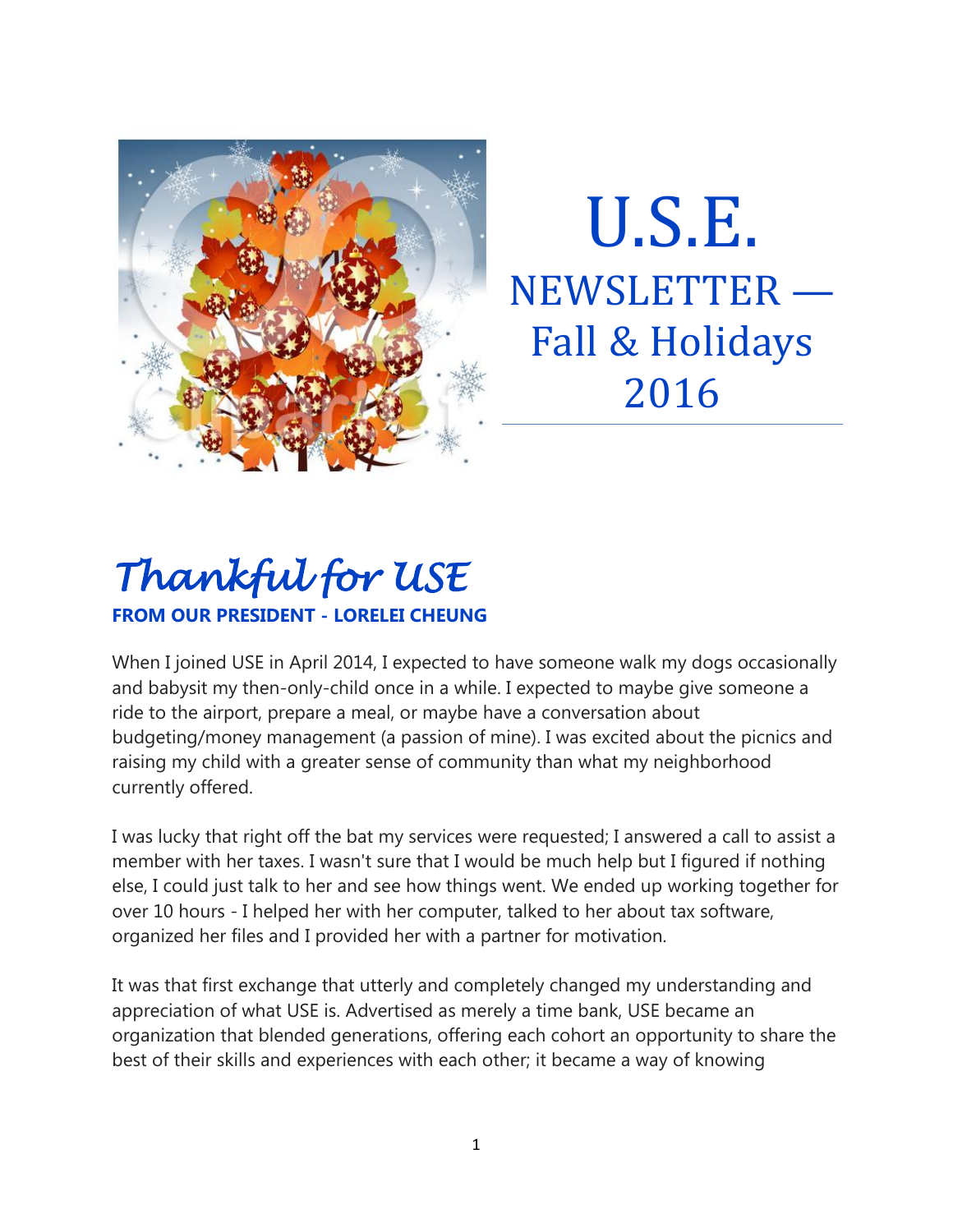# U.S.E.
## NEWSLETTER — Fall & Holidays 2016

## *Thankful for USE*

**FROM OUR PRESIDENT - LORELEI CHEUNG**

When I joined USE in April 2014, I expected to have someone walk my dogs occasionally and babysit my then-only-child once in a while. I expected to maybe give someone a ride to the airport, prepare a meal, or maybe have a conversation about budgeting/money management (a passion of mine). I was excited about the picnics and raising my child with a greater sense of community than what my neighborhood currently offered.

I was lucky that right off the bat my services were requested; I answered a call to assist a member with her taxes. I wasn't sure that I would be much help but I figured if nothing else, I could just talk to her and see how things went. We ended up working together for over 10 hours - I helped her with her computer, talked to her about tax software, organized her files and I provided her with a partner for motivation.

It was that first exchange that utterly and completely changed my understanding and appreciation of what USE is. Advertised as merely a time bank, USE became an organization that blended generations, offering each cohort an opportunity to share the best of their skills and experiences with each other; it became a way of knowing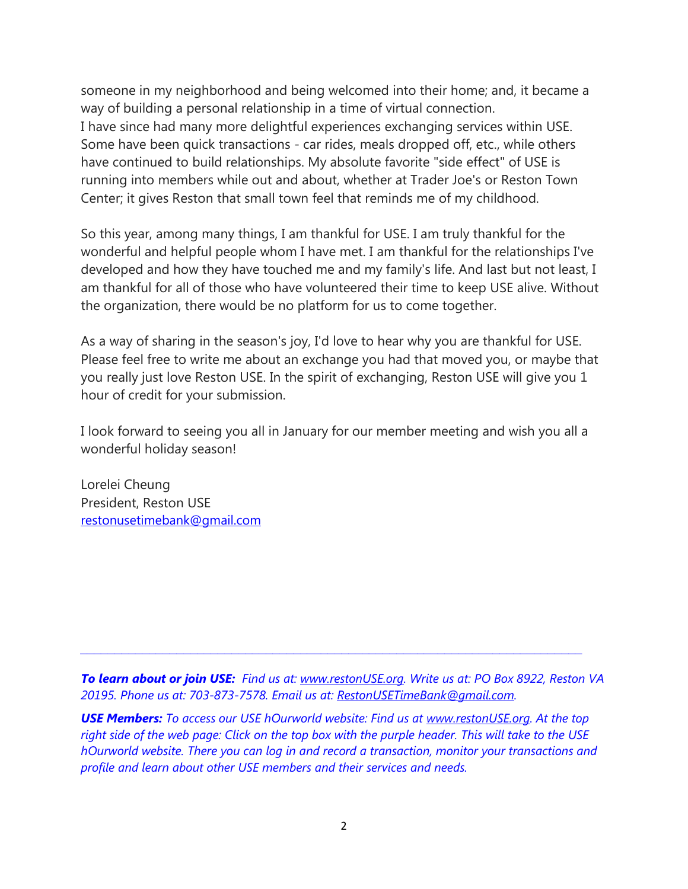someone in my neighborhood and being welcomed into their home; and, it became a way of building a personal relationship in a time of virtual connection.
I have since had many more delightful experiences exchanging services within USE. Some have been quick transactions - car rides, meals dropped off, etc., while others have continued to build relationships. My absolute favorite "side effect" of USE is running into members while out and about, whether at Trader Joe's or Reston Town Center; it gives Reston that small town feel that reminds me of my childhood.

So this year, among many things, I am thankful for USE. I am truly thankful for the wonderful and helpful people whom I have met. I am thankful for the relationships I've developed and how they have touched me and my family's life. And last but not least, I am thankful for all of those who have volunteered their time to keep USE alive. Without the organization, there would be no platform for us to come together.

As a way of sharing in the season's joy, I'd love to hear why you are thankful for USE. Please feel free to write me about an exchange you had that moved you, or maybe that you really just love Reston USE. In the spirit of exchanging, Reston USE will give you 1 hour of credit for your submission.

I look forward to seeing you all in January for our member meeting and wish you all a wonderful holiday season!

Lorelei Cheung
President, Reston USE
restonusetimebank@gmail.com

---

***To learn about or join USE:*** *Find us at: www.restonUSE.org. Write us at: PO Box 8922, Reston VA 20195. Phone us at: 703-873-7578. Email us at: RestonUSETimeBank@gmail.com.*

***USE Members:*** *To access our USE hOurworld website: Find us at www.restonUSE.org. At the top right side of the web page: Click on the top box with the purple header. This will take to the USE hOurworld website. There you can log in and record a transaction, monitor your transactions and profile and learn about other USE members and their services and needs.*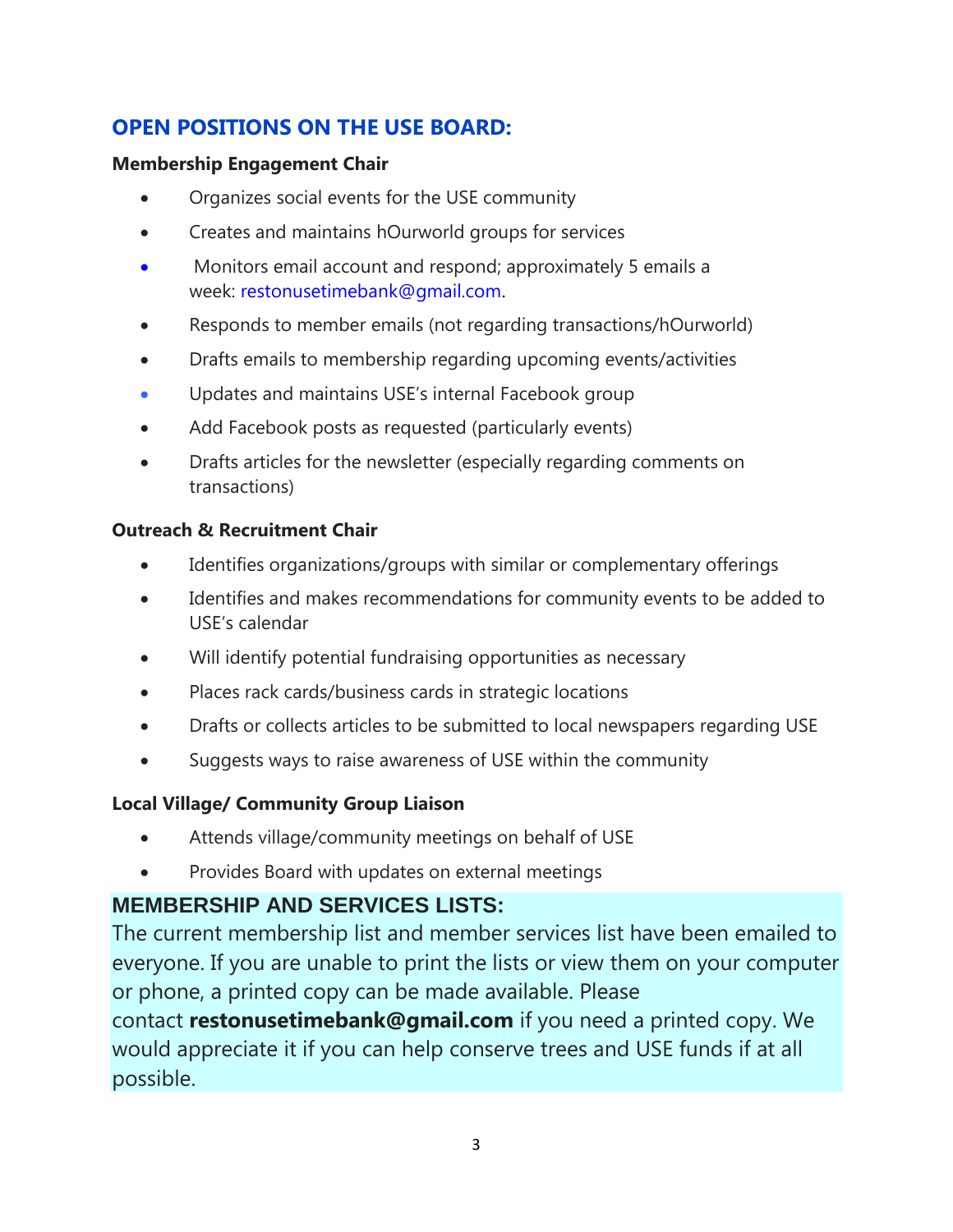## OPEN POSITIONS ON THE USE BOARD:

**Membership Engagement Chair**

- Organizes social events for the USE community
- Creates and maintains hOurworld groups for services
- Monitors email account and respond; approximately 5 emails a week: restonusetimebank@gmail.com.
- Responds to member emails (not regarding transactions/hOurworld)
- Drafts emails to membership regarding upcoming events/activities
- Updates and maintains USE's internal Facebook group
- Add Facebook posts as requested (particularly events)
- Drafts articles for the newsletter (especially regarding comments on transactions)

**Outreach & Recruitment Chair**

- Identifies organizations/groups with similar or complementary offerings
- Identifies and makes recommendations for community events to be added to USE's calendar
- Will identify potential fundraising opportunities as necessary
- Places rack cards/business cards in strategic locations
- Drafts or collects articles to be submitted to local newspapers regarding USE
- Suggests ways to raise awareness of USE within the community

**Local Village/ Community Group Liaison**

- Attends village/community meetings on behalf of USE
- Provides Board with updates on external meetings

## MEMBERSHIP AND SERVICES LISTS:

The current membership list and member services list have been emailed to everyone. If you are unable to print the lists or view them on your computer or phone, a printed copy can be made available. Please contact **restonusetimebank@gmail.com** if you need a printed copy. We would appreciate it if you can help conserve trees and USE funds if at all possible.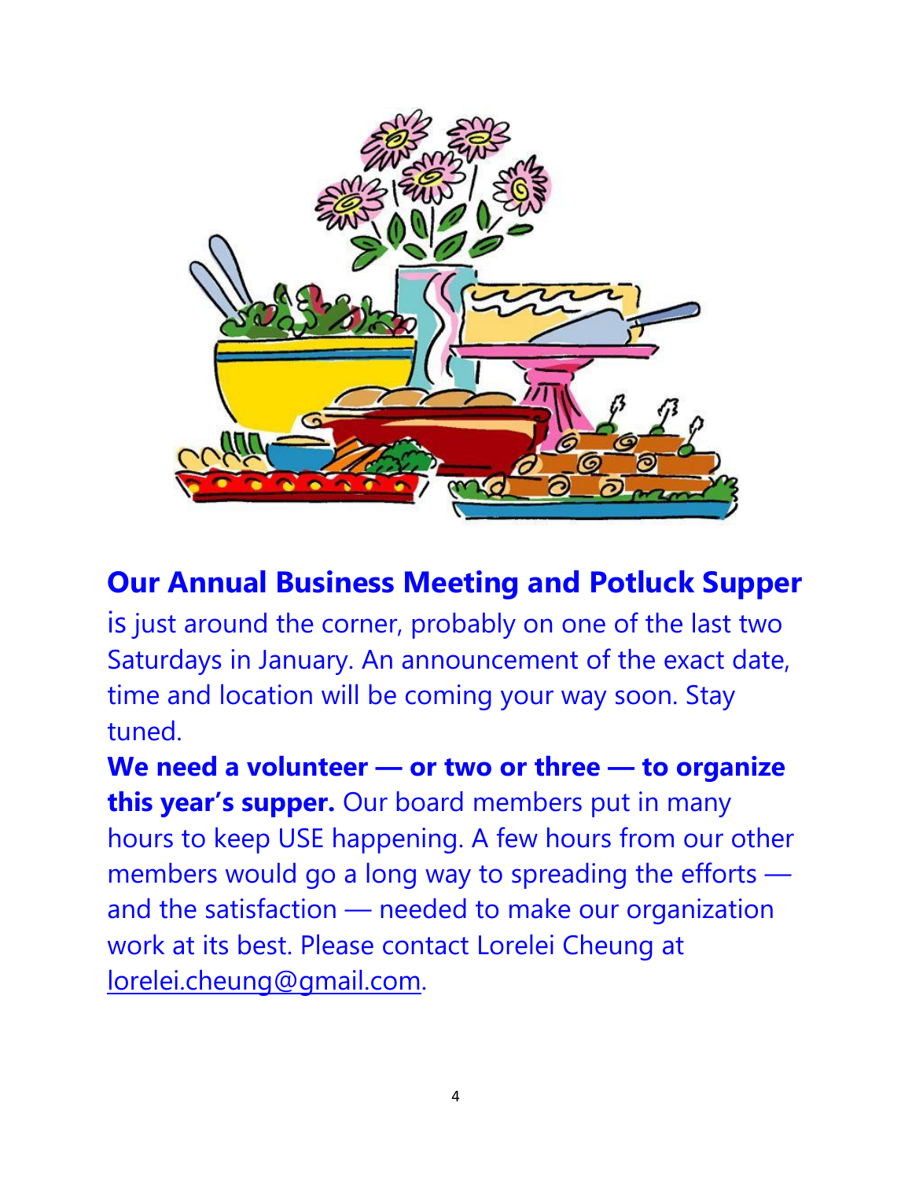**Our Annual Business Meeting and Potluck Supper** is just around the corner, probably on one of the last two Saturdays in January. An announcement of the exact date, time and location will be coming your way soon. Stay tuned.

**We need a volunteer — or two or three — to organize this year's supper.** Our board members put in many hours to keep USE happening. A few hours from our other members would go a long way to spreading the efforts — and the satisfaction — needed to make our organization work at its best. Please contact Lorelei Cheung at lorelei.cheung@gmail.com.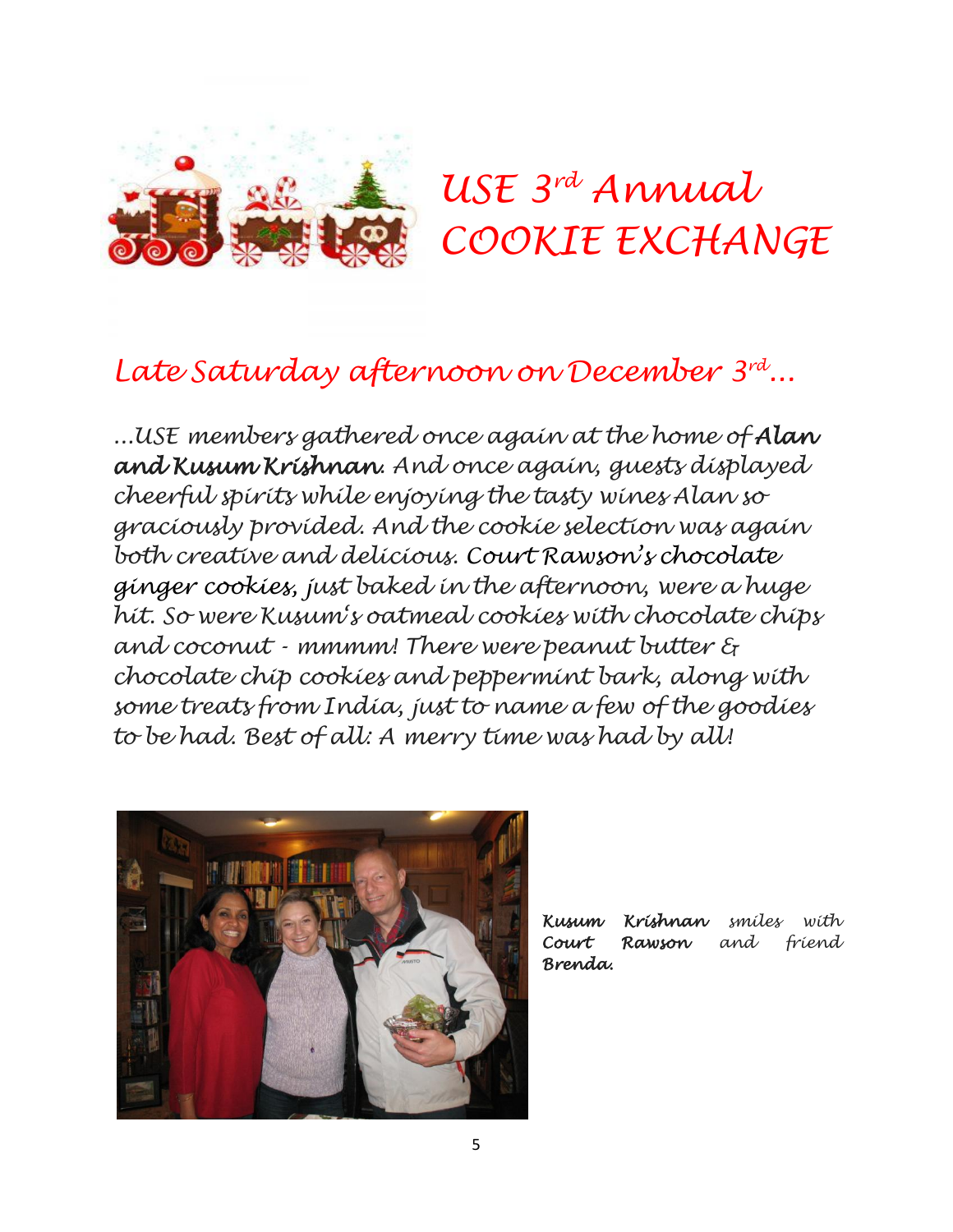# *USE 3rd Annual COOKIE EXCHANGE*

## *Late Saturday afternoon on December 3rd...*

*...USE members gathered once again at the home of* ***Alan and Kusum Krishnan****. And once again, guests displayed cheerful spirits while enjoying the tasty wines Alan so graciously provided. And the cookie selection was again both creative and delicious. Court Rawson's chocolate ginger cookies, just baked in the afternoon, were a huge hit. So were Kusum's oatmeal cookies with chocolate chips and coconut - mmmm! There were peanut butter & chocolate chip cookies and peppermint bark, along with some treats from India, just to name a few of the goodies to be had. Best of all: A merry time was had by all!*

***Kusum Krishnan*** *smiles with* ***Court Rawson*** *and friend* ***Brenda.***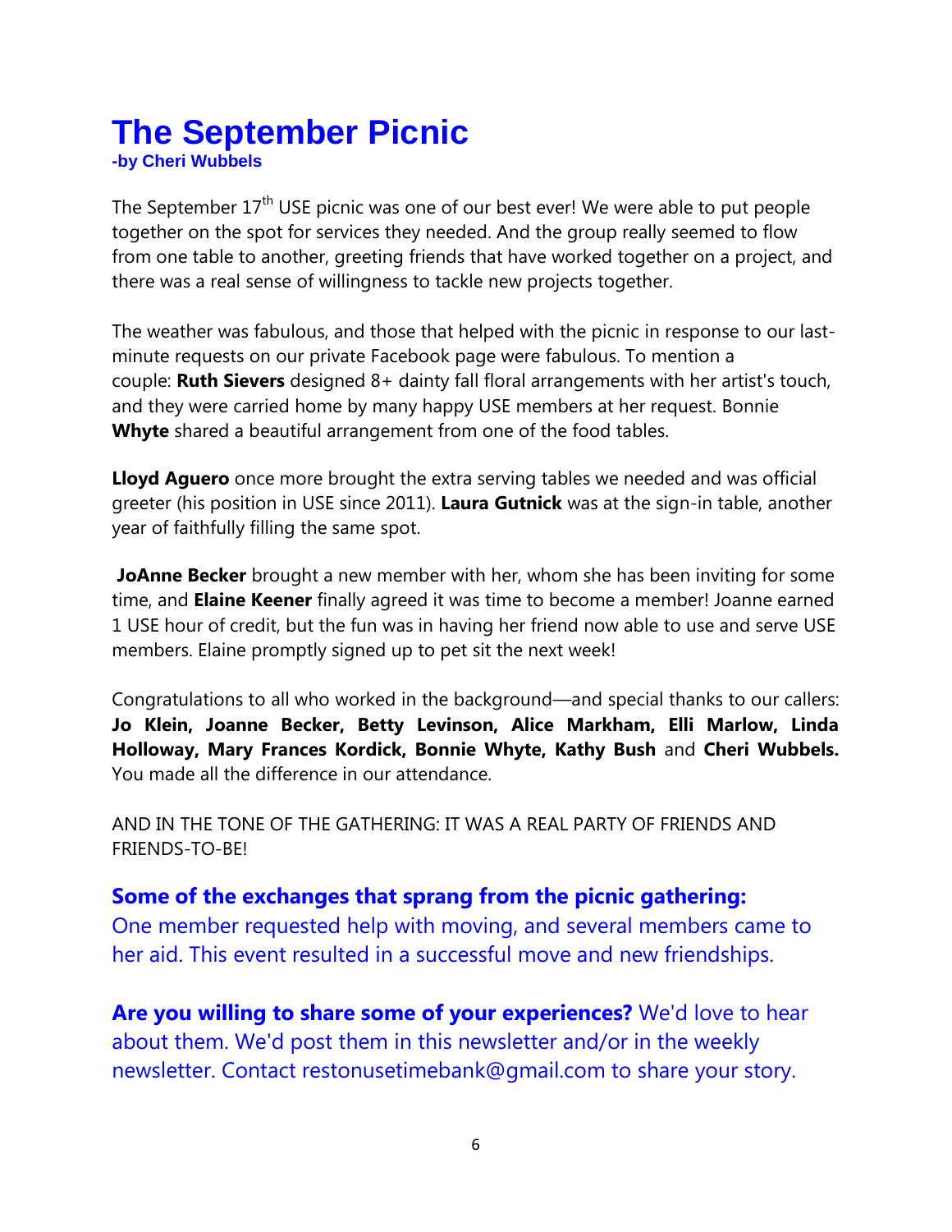# The September Picnic

**-by Cheri Wubbels**

The September 17th USE picnic was one of our best ever! We were able to put people together on the spot for services they needed. And the group really seemed to flow from one table to another, greeting friends that have worked together on a project, and there was a real sense of willingness to tackle new projects together.

The weather was fabulous, and those that helped with the picnic in response to our last-minute requests on our private Facebook page were fabulous. To mention a couple: **Ruth Sievers** designed 8+ dainty fall floral arrangements with her artist's touch, and they were carried home by many happy USE members at her request. Bonnie **Whyte** shared a beautiful arrangement from one of the food tables.

**Lloyd Aguero** once more brought the extra serving tables we needed and was official greeter (his position in USE since 2011). **Laura Gutnick** was at the sign-in table, another year of faithfully filling the same spot.

**JoAnne Becker** brought a new member with her, whom she has been inviting for some time, and **Elaine Keener** finally agreed it was time to become a member! Joanne earned 1 USE hour of credit, but the fun was in having her friend now able to use and serve USE members. Elaine promptly signed up to pet sit the next week!

Congratulations to all who worked in the background—and special thanks to our callers: **Jo Klein, Joanne Becker, Betty Levinson, Alice Markham, Elli Marlow, Linda Holloway, Mary Frances Kordick, Bonnie Whyte, Kathy Bush** and **Cheri Wubbels.** You made all the difference in our attendance.

AND IN THE TONE OF THE GATHERING: IT WAS A REAL PARTY OF FRIENDS AND FRIENDS-TO-BE!

**Some of the exchanges that sprang from the picnic gathering:**
One member requested help with moving, and several members came to her aid. This event resulted in a successful move and new friendships.

**Are you willing to share some of your experiences?** We'd love to hear about them. We'd post them in this newsletter and/or in the weekly newsletter. Contact restonusetimebank@gmail.com to share your story.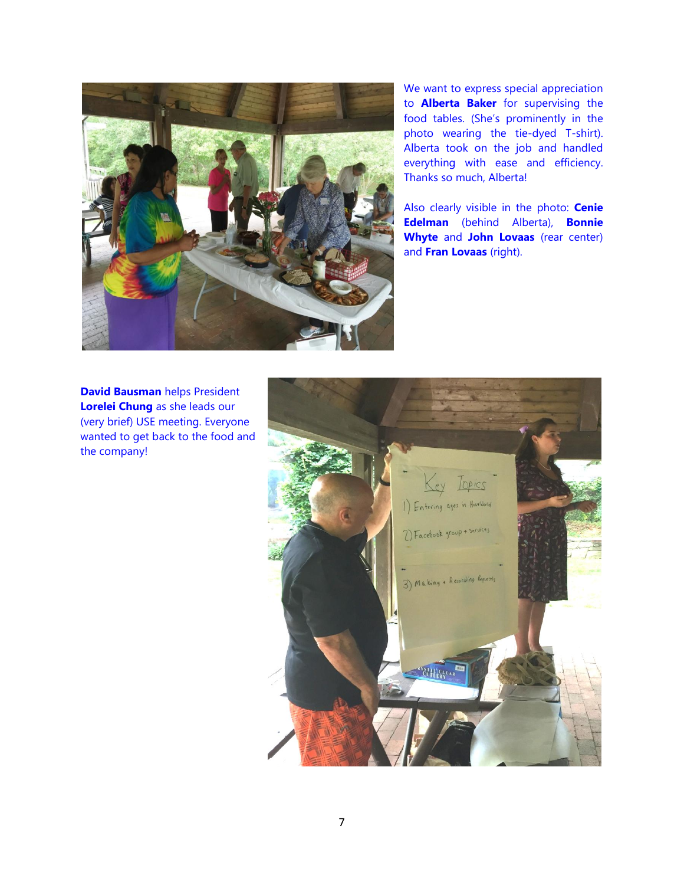We want to express special appreciation to **Alberta Baker** for supervising the food tables. (She's prominently in the photo wearing the tie-dyed T-shirt). Alberta took on the job and handled everything with ease and efficiency. Thanks so much, Alberta!

Also clearly visible in the photo: **Cenie Edelman** (behind Alberta), **Bonnie Whyte** and **John Lovaas** (rear center) and **Fran Lovaas** (right).

**David Bausman** helps President **Lorelei Chung** as she leads our (very brief) USE meeting. Everyone wanted to get back to the food and the company!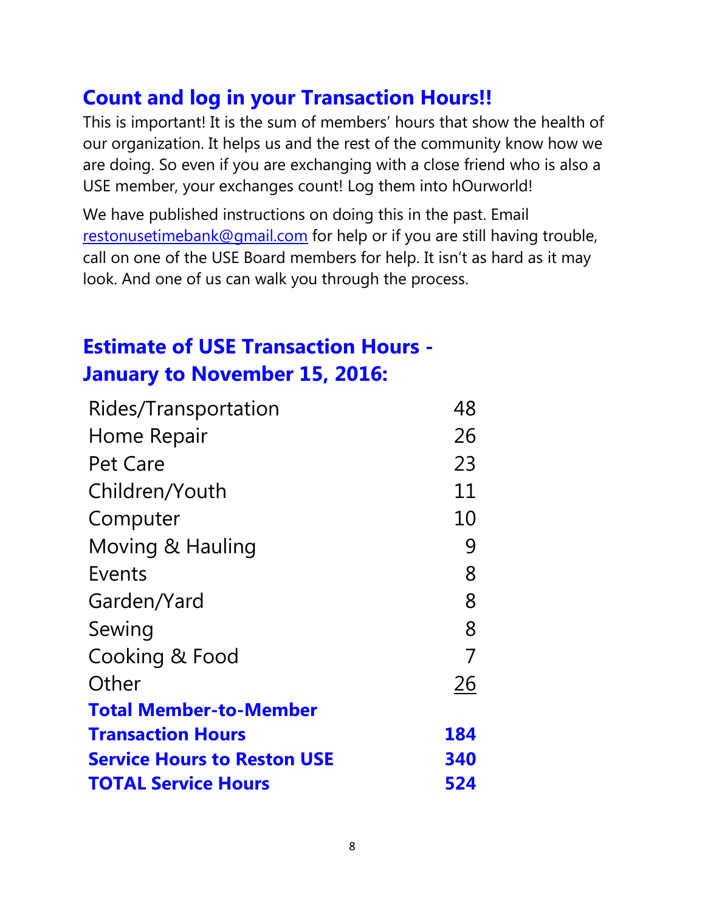## Count and log in your Transaction Hours!!

This is important! It is the sum of members' hours that show the health of our organization. It helps us and the rest of the community know how we are doing. So even if you are exchanging with a close friend who is also a USE member, your exchanges count! Log them into hOurworld!

We have published instructions on doing this in the past. Email restonusetimebank@gmail.com for help or if you are still having trouble, call on one of the USE Board members for help. It isn't as hard as it may look. And one of us can walk you through the process.

## Estimate of USE Transaction Hours - January to November 15, 2016:

| Category | Hours |
|---|---|
| Rides/Transportation | 48 |
| Home Repair | 26 |
| Pet Care | 23 |
| Children/Youth | 11 |
| Computer | 10 |
| Moving & Hauling | 9 |
| Events | 8 |
| Garden/Yard | 8 |
| Sewing | 8 |
| Cooking & Food | 7 |
| Other | 26 |
| **Total Member-to-Member Transaction Hours** | **184** |
| **Service Hours to Reston USE** | **340** |
| **TOTAL Service Hours** | **524** |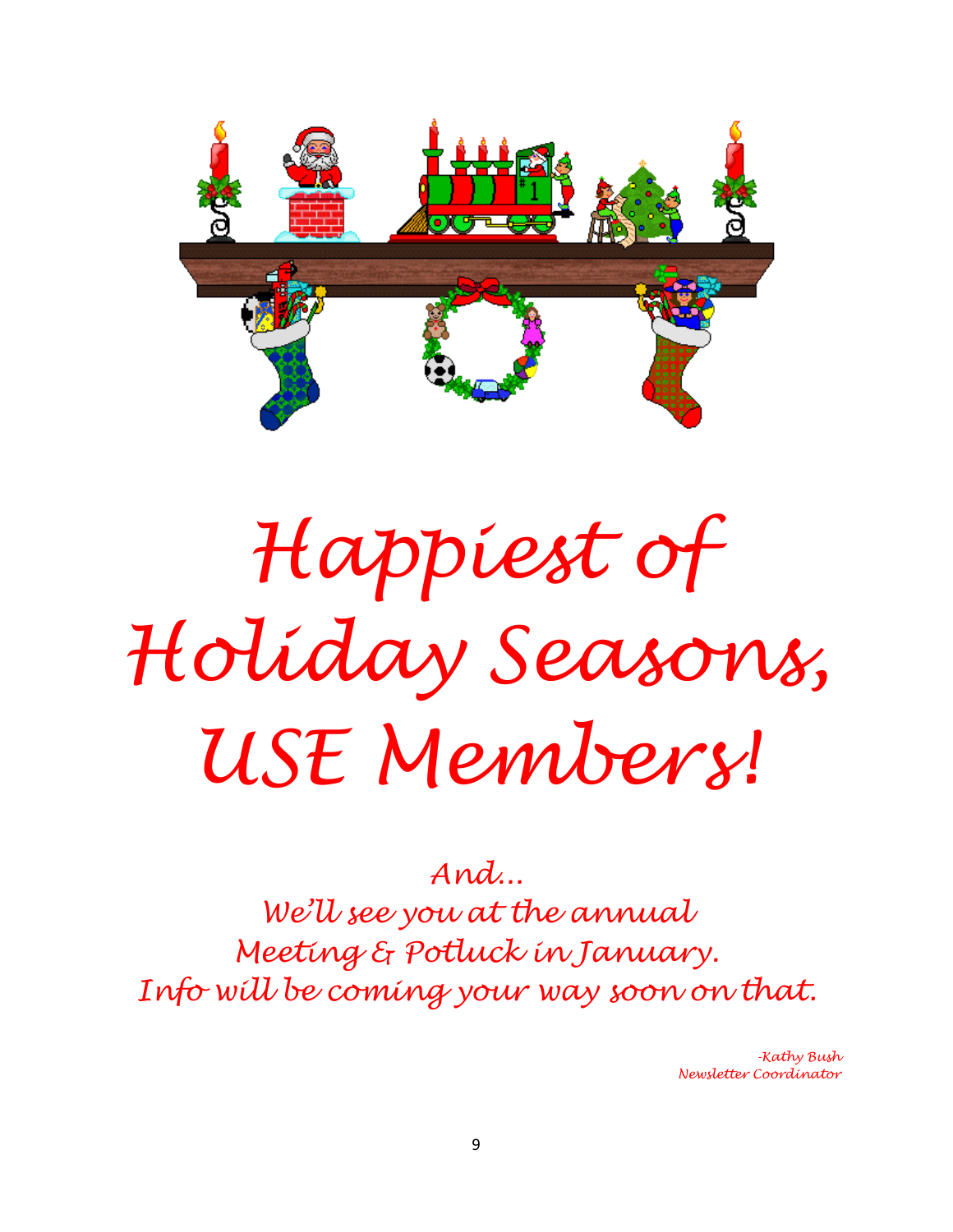# Happiest of Holiday Seasons, USE Members!

*And…*
*We'll see you at the annual Meeting & Potluck in January.*
*Info will be coming your way soon on that.*

*-Kathy Bush*
*Newsletter Coordinator*